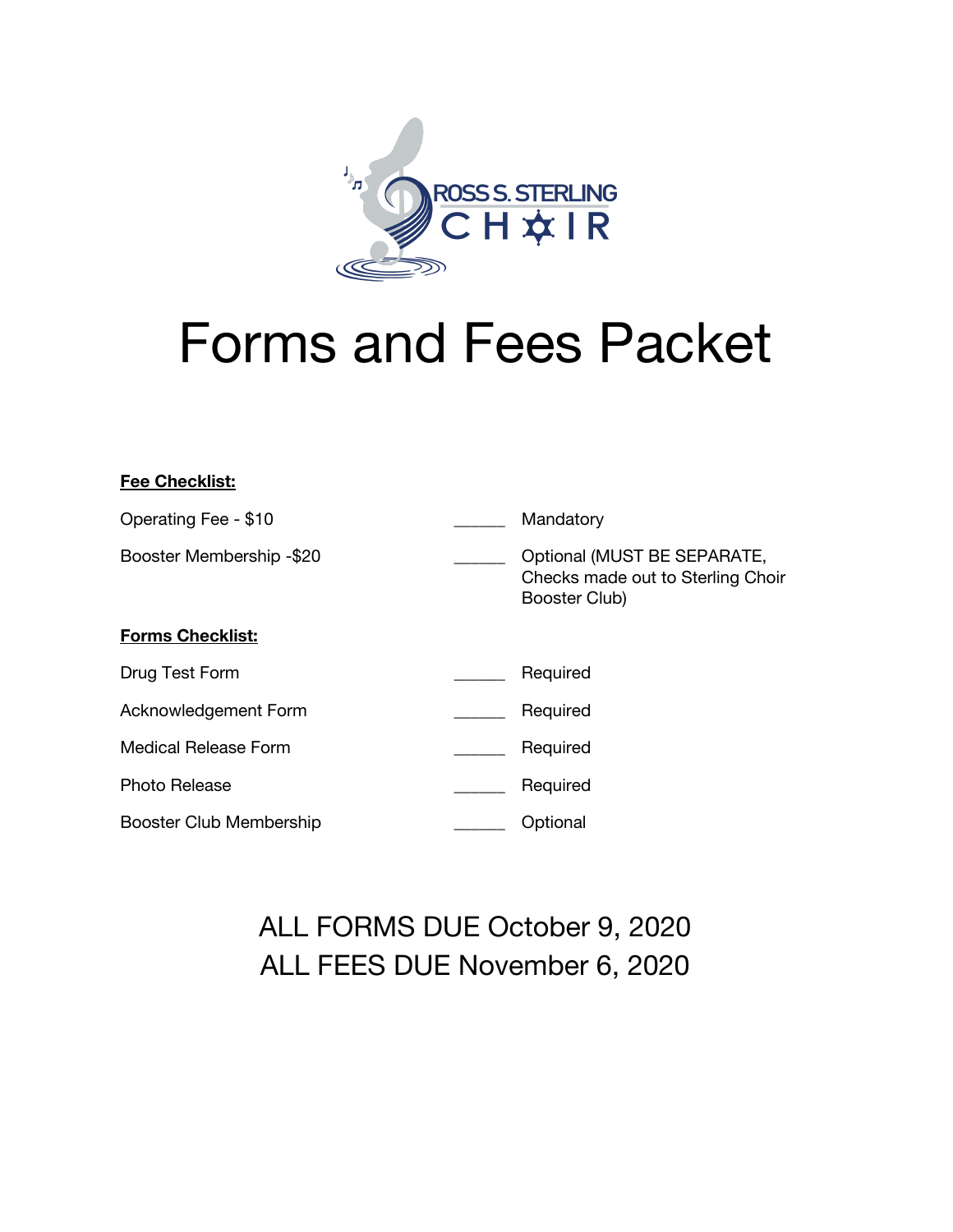ROSS S. STERLING CHOIR

# Forms and Fees Packet

**<u>Fee Checklist:</u>**

| | | |
|---|---|---|
| Operating Fee - $10 | ______ | Mandatory |
| Booster Membership -$20 | ______ | Optional (MUST BE SEPARATE, Checks made out to Sterling Choir Booster Club) |

**<u>Forms Checklist:</u>**

| | | |
|---|---|---|
| Drug Test Form | ______ | Required |
| Acknowledgement Form | ______ | Required |
| Medical Release Form | ______ | Required |
| Photo Release | ______ | Required |
| Booster Club Membership | ______ | Optional |

ALL FORMS DUE October 9, 2020

ALL FEES DUE November 6, 2020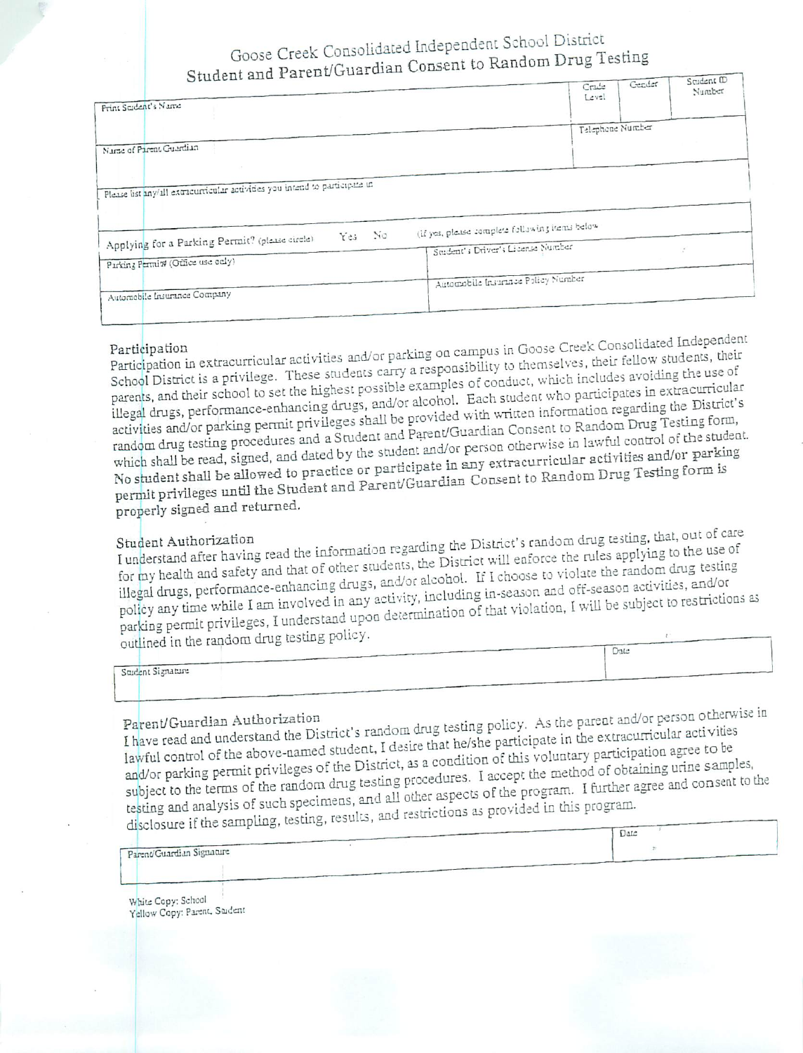# Goose Creek Consolidated Independent School District
## Student and Parent/Guardian Consent to Random Drug Testing

| Print Student's Name | Grade Level | Gender | Student ID Number |
|---|---|---|---|
| | | | |

| Name of Parent/Guardian | Telephone Number |
|---|---|
| | |

| Please list any/all extracurricular activities you intend to participate in |
|---|
| |

| Applying for a Parking Permit? (please circle) Yes No | (if yes, please complete following items below |
|---|---|
| Parking Permit# (Office use only) | Student's Driver's License Number |
| Automobile Insurance Company | Automobile Insurance Policy Number |

### Participation

Participation in extracurricular activities and/or parking on campus in Goose Creek Consolidated Independent School District is a privilege. These students carry a responsibility to themselves, their fellow students, their parents, and their school to set the highest possible examples of conduct, which includes avoiding the use of illegal drugs, performance-enhancing drugs, and/or alcohol. Each student who participates in extracurricular activities and/or parking permit privileges shall be provided with written information regarding the District's random drug testing procedures and a Student and Parent/Guardian Consent to Random Drug Testing form, which shall be read, signed, and dated by the student and/or person otherwise in lawful control of the student. No student shall be allowed to practice or participate in any extracurricular activities and/or parking permit privileges until the Student and Parent/Guardian Consent to Random Drug Testing form is properly signed and returned.

### Student Authorization

I understand after having read the information regarding the District's random drug testing, that, out of care for my health and safety and that of other students, the District will enforce the rules applying to the use of illegal drugs, performance-enhancing drugs, and/or alcohol. If I choose to violate the random drug testing policy any time while I am involved in any activity, including in-season and off-season activities, and/or parking permit privileges, I understand upon determination of that violation, I will be subject to restrictions as outlined in the random drug testing policy.

| Student Signature | Date |
|---|---|
| | |

### Parent/Guardian Authorization

I have read and understand the District's random drug testing policy. As the parent and/or person otherwise in lawful control of the above-named student, I desire that he/she participate in the extracurricular activities and/or parking permit privileges of the District, as a condition of this voluntary participation agree to be subject to the terms of the random drug testing procedures. I accept the method of obtaining urine samples, testing and analysis of such specimens, and all other aspects of the program. I further agree and consent to the disclosure if the sampling, testing, results, and restrictions as provided in this program.

| Parent/Guardian Signature | Date |
|---|---|
| | |

White Copy: School
Yellow Copy: Parent, Student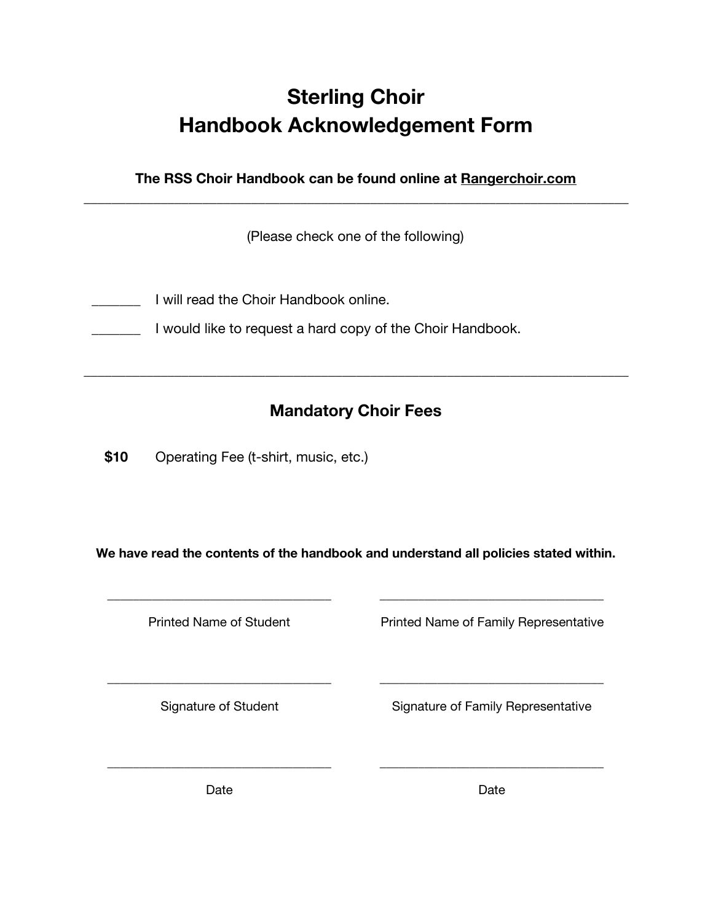# Sterling Choir
# Handbook Acknowledgement Form

**The RSS Choir Handbook can be found online at Rangerchoir.com**

---

(Please check one of the following)

_______ I will read the Choir Handbook online.

_______ I would like to request a hard copy of the Choir Handbook.

---

## Mandatory Choir Fees

**$10** Operating Fee (t-shirt, music, etc.)

**We have read the contents of the handbook and understand all policies stated within.**

| | |
|---|---|
| _________________________ | _________________________ |
| Printed Name of Student | Printed Name of Family Representative |
| _________________________ | _________________________ |
| Signature of Student | Signature of Family Representative |
| _________________________ | _________________________ |
| Date | Date |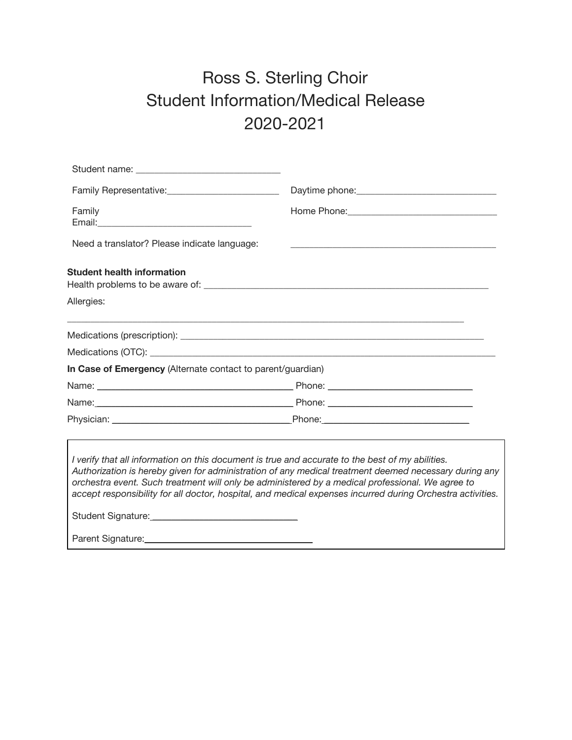# Ross S. Sterling Choir
# Student Information/Medical Release
# 2020-2021

Student name: ______________________________

Family Representative: ________________________ Daytime phone: ______________________________

Family Email: ________________________________ Home Phone: ________________________________

Need a translator? Please indicate language: ____________________________________________

**Student health information**

Health problems to be aware of: ____________________________________________________________

Allergies:

______________________________________________________________________________________

Medications (prescription): _______________________________________________________________

Medications (OTC): ______________________________________________________________________

**In Case of Emergency** (Alternate contact to parent/guardian)

Name: __________________________________________ Phone: ______________________________

Name: __________________________________________ Phone: ______________________________

Physician: ______________________________________ Phone: ______________________________

*I verify that all information on this document is true and accurate to the best of my abilities. Authorization is hereby given for administration of any medical treatment deemed necessary during any orchestra event. Such treatment will only be administered by a medical professional. We agree to accept responsibility for all doctor, hospital, and medical expenses incurred during Orchestra activities.*

Student Signature: ______________________________

Parent Signature: ________________________________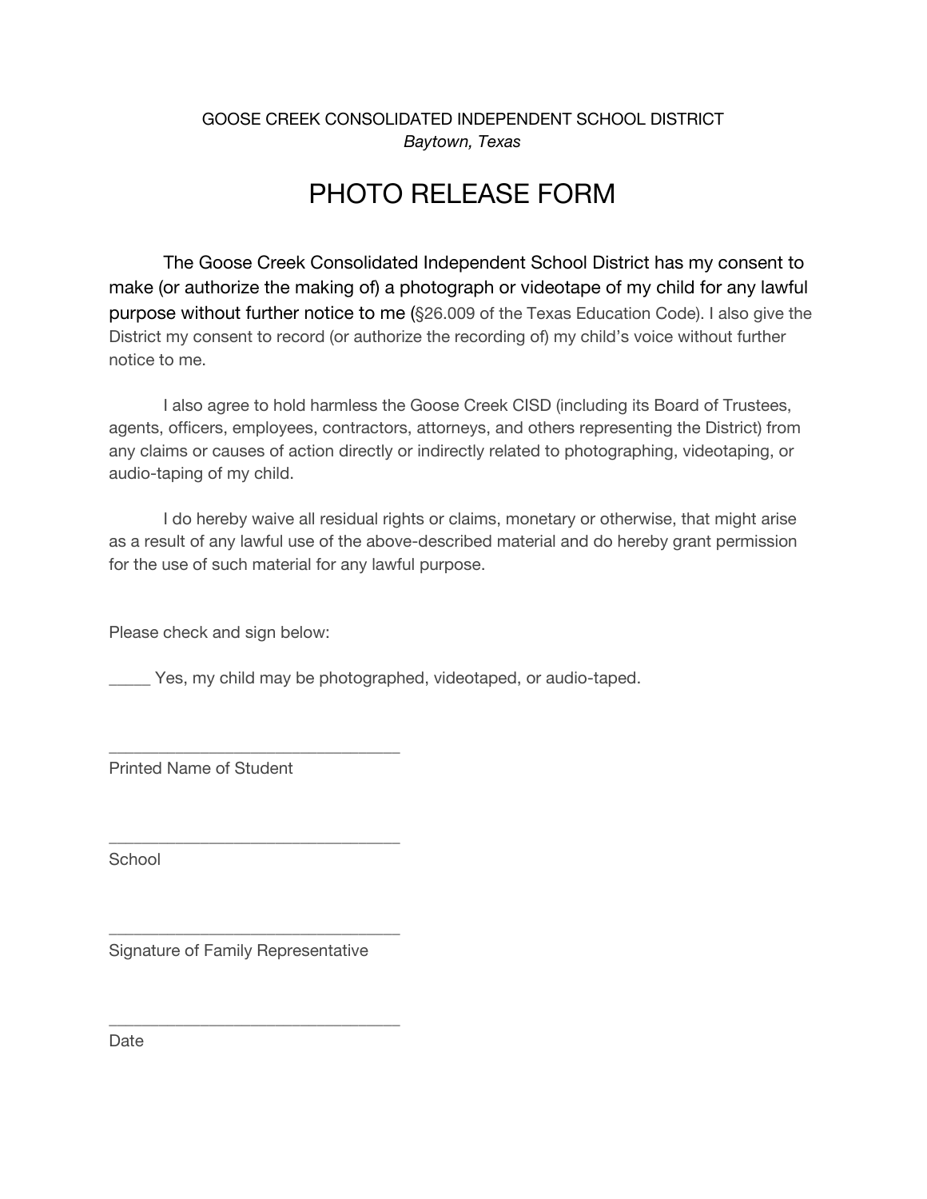GOOSE CREEK CONSOLIDATED INDEPENDENT SCHOOL DISTRICT
*Baytown, Texas*

# PHOTO RELEASE FORM

The Goose Creek Consolidated Independent School District has my consent to make (or authorize the making of) a photograph or videotape of my child for any lawful purpose without further notice to me (§26.009 of the Texas Education Code). I also give the District my consent to record (or authorize the recording of) my child's voice without further notice to me.

I also agree to hold harmless the Goose Creek CISD (including its Board of Trustees, agents, officers, employees, contractors, attorneys, and others representing the District) from any claims or causes of action directly or indirectly related to photographing, videotaping, or audio-taping of my child.

I do hereby waive all residual rights or claims, monetary or otherwise, that might arise as a result of any lawful use of the above-described material and do hereby grant permission for the use of such material for any lawful purpose.

Please check and sign below:

_____ Yes, my child may be photographed, videotaped, or audio-taped.

_________________________________
Printed Name of Student

_________________________________
School

_________________________________
Signature of Family Representative

_________________________________
Date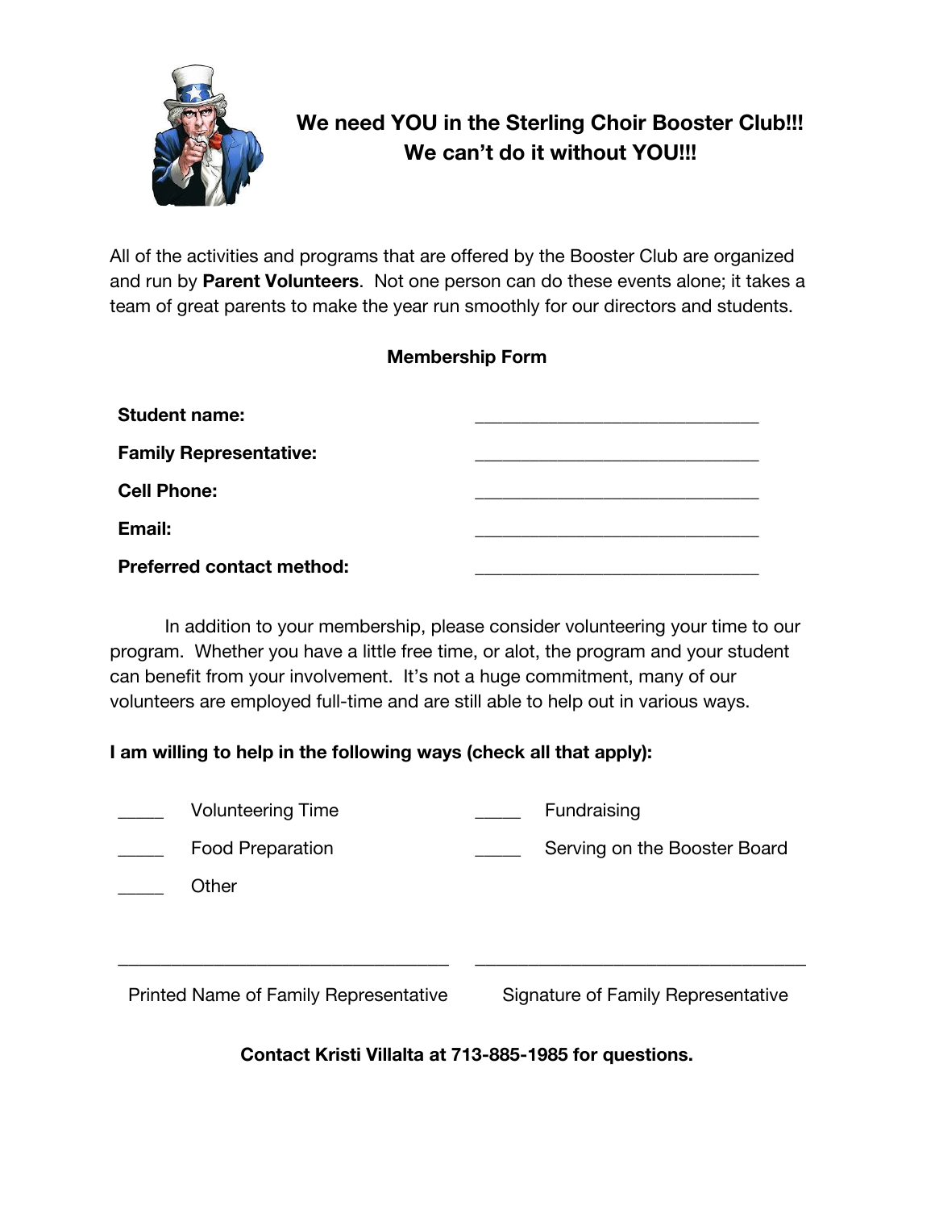**We need YOU in the Sterling Choir Booster Club!!!**
**We can't do it without YOU!!!**

All of the activities and programs that are offered by the Booster Club are organized and run by **Parent Volunteers**. Not one person can do these events alone; it takes a team of great parents to make the year run smoothly for our directors and students.

**Membership Form**

**Student name:** ______________________________

**Family Representative:** ______________________________

**Cell Phone:** ______________________________

**Email:** ______________________________

**Preferred contact method:** ______________________________

In addition to your membership, please consider volunteering your time to our program. Whether you have a little free time, or alot, the program and your student can benefit from your involvement. It's not a huge commitment, many of our volunteers are employed full-time and are still able to help out in various ways.

**I am willing to help in the following ways (check all that apply):**

_____ Volunteering Time

_____ Fundraising

_____ Food Preparation

_____ Serving on the Booster Board

_____ Other

______________________________ Printed Name of Family Representative

______________________________ Signature of Family Representative

**Contact Kristi Villalta at 713-885-1985 for questions.**